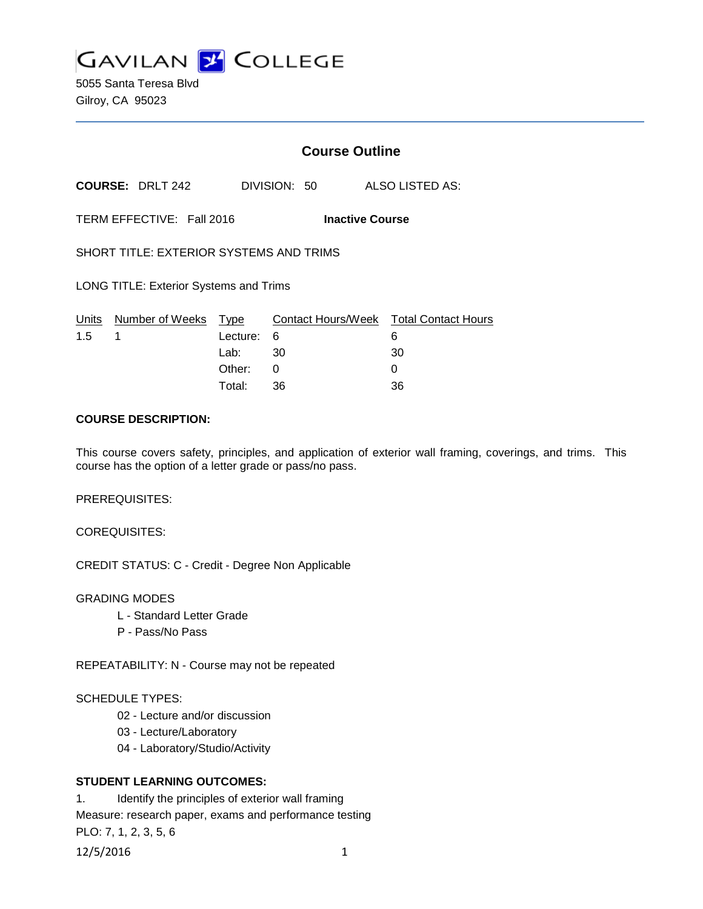# GAVILAN COLLEGE

5055 Santa Teresa Blvd
Gilroy, CA 95023

## Course Outline

**COURSE:** DRLT 242 DIVISION: 50 ALSO LISTED AS:

TERM EFFECTIVE: Fall 2016 **Inactive Course**

SHORT TITLE: EXTERIOR SYSTEMS AND TRIMS

LONG TITLE: Exterior Systems and Trims

| Units | Number of Weeks | Type | Contact Hours/Week | Total Contact Hours |
|---|---|---|---|---|
| 1.5 | 1 | Lecture: | 6 | 6 |
| | | Lab: | 30 | 30 |
| | | Other: | 0 | 0 |
| | | Total: | 36 | 36 |

**COURSE DESCRIPTION:**

This course covers safety, principles, and application of exterior wall framing, coverings, and trims. This course has the option of a letter grade or pass/no pass.

PREREQUISITES:

COREQUISITES:

CREDIT STATUS: C - Credit - Degree Non Applicable

GRADING MODES

L - Standard Letter Grade
P - Pass/No Pass

REPEATABILITY: N - Course may not be repeated

SCHEDULE TYPES:

02 - Lecture and/or discussion
03 - Lecture/Laboratory
04 - Laboratory/Studio/Activity

**STUDENT LEARNING OUTCOMES:**

1. Identify the principles of exterior wall framing
Measure: research paper, exams and performance testing
PLO: 7, 1, 2, 3, 5, 6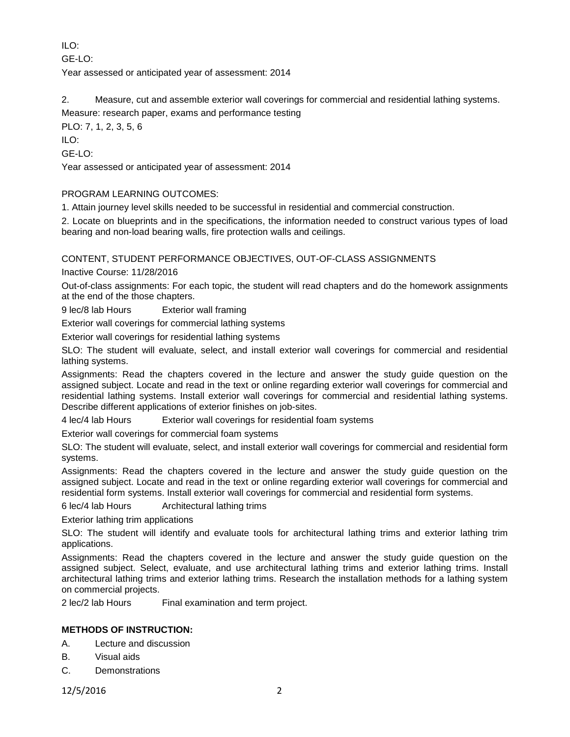ILO:

GE-LO:

Year assessed or anticipated year of assessment: 2014

2. Measure, cut and assemble exterior wall coverings for commercial and residential lathing systems.

Measure: research paper, exams and performance testing

PLO: 7, 1, 2, 3, 5, 6

ILO:

GE-LO:

Year assessed or anticipated year of assessment: 2014

PROGRAM LEARNING OUTCOMES:

1. Attain journey level skills needed to be successful in residential and commercial construction.

2. Locate on blueprints and in the specifications, the information needed to construct various types of load bearing and non-load bearing walls, fire protection walls and ceilings.

CONTENT, STUDENT PERFORMANCE OBJECTIVES, OUT-OF-CLASS ASSIGNMENTS

Inactive Course: 11/28/2016

Out-of-class assignments: For each topic, the student will read chapters and do the homework assignments at the end of the those chapters.

9 lec/8 lab Hours Exterior wall framing

Exterior wall coverings for commercial lathing systems

Exterior wall coverings for residential lathing systems

SLO: The student will evaluate, select, and install exterior wall coverings for commercial and residential lathing systems.

Assignments: Read the chapters covered in the lecture and answer the study guide question on the assigned subject. Locate and read in the text or online regarding exterior wall coverings for commercial and residential lathing systems. Install exterior wall coverings for commercial and residential lathing systems. Describe different applications of exterior finishes on job-sites.

4 lec/4 lab Hours Exterior wall coverings for residential foam systems

Exterior wall coverings for commercial foam systems

SLO: The student will evaluate, select, and install exterior wall coverings for commercial and residential form systems.

Assignments: Read the chapters covered in the lecture and answer the study guide question on the assigned subject. Locate and read in the text or online regarding exterior wall coverings for commercial and residential form systems. Install exterior wall coverings for commercial and residential form systems.

6 lec/4 lab Hours Architectural lathing trims

Exterior lathing trim applications

SLO: The student will identify and evaluate tools for architectural lathing trims and exterior lathing trim applications.

Assignments: Read the chapters covered in the lecture and answer the study guide question on the assigned subject. Select, evaluate, and use architectural lathing trims and exterior lathing trims. Install architectural lathing trims and exterior lathing trims. Research the installation methods for a lathing system on commercial projects.

2 lec/2 lab Hours Final examination and term project.

**METHODS OF INSTRUCTION:**

A. Lecture and discussion

B. Visual aids

C. Demonstrations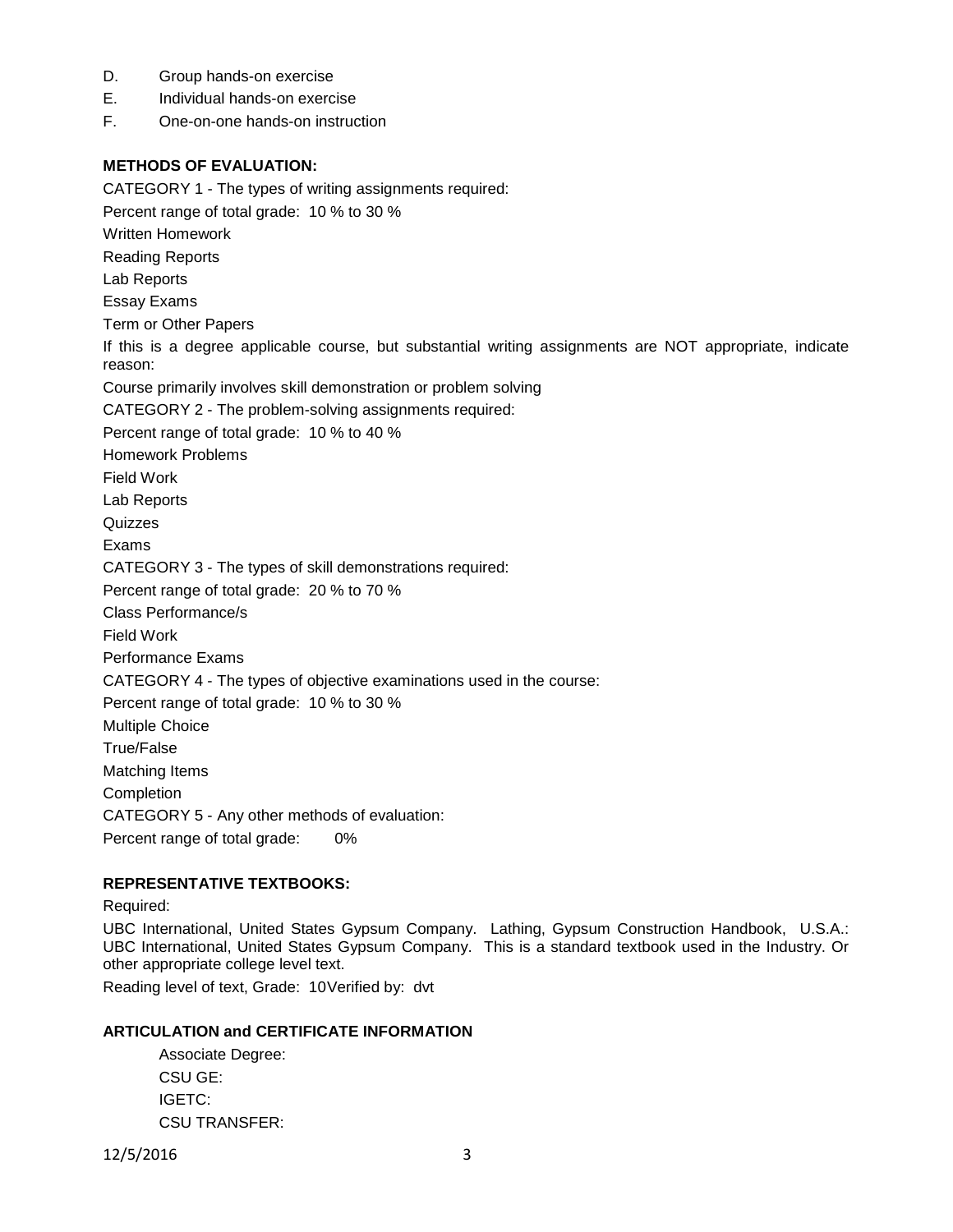D. Group hands-on exercise
E. Individual hands-on exercise
F. One-on-one hands-on instruction

**METHODS OF EVALUATION:**

CATEGORY 1 - The types of writing assignments required:

Percent range of total grade: 10 % to 30 %

Written Homework

Reading Reports

Lab Reports

Essay Exams

Term or Other Papers

If this is a degree applicable course, but substantial writing assignments are NOT appropriate, indicate reason:

Course primarily involves skill demonstration or problem solving

CATEGORY 2 - The problem-solving assignments required:

Percent range of total grade: 10 % to 40 %

Homework Problems

Field Work

Lab Reports

Quizzes

Exams

CATEGORY 3 - The types of skill demonstrations required:

Percent range of total grade: 20 % to 70 %

Class Performance/s

Field Work

Performance Exams

CATEGORY 4 - The types of objective examinations used in the course:

Percent range of total grade: 10 % to 30 %

Multiple Choice

True/False

Matching Items

Completion

CATEGORY 5 - Any other methods of evaluation:

Percent range of total grade: 0%

**REPRESENTATIVE TEXTBOOKS:**

Required:

UBC International, United States Gypsum Company. Lathing, Gypsum Construction Handbook, U.S.A.: UBC International, United States Gypsum Company. This is a standard textbook used in the Industry. Or other appropriate college level text.

Reading level of text, Grade: 10Verified by: dvt

**ARTICULATION and CERTIFICATE INFORMATION**

Associate Degree:

CSU GE:

IGETC:

CSU TRANSFER: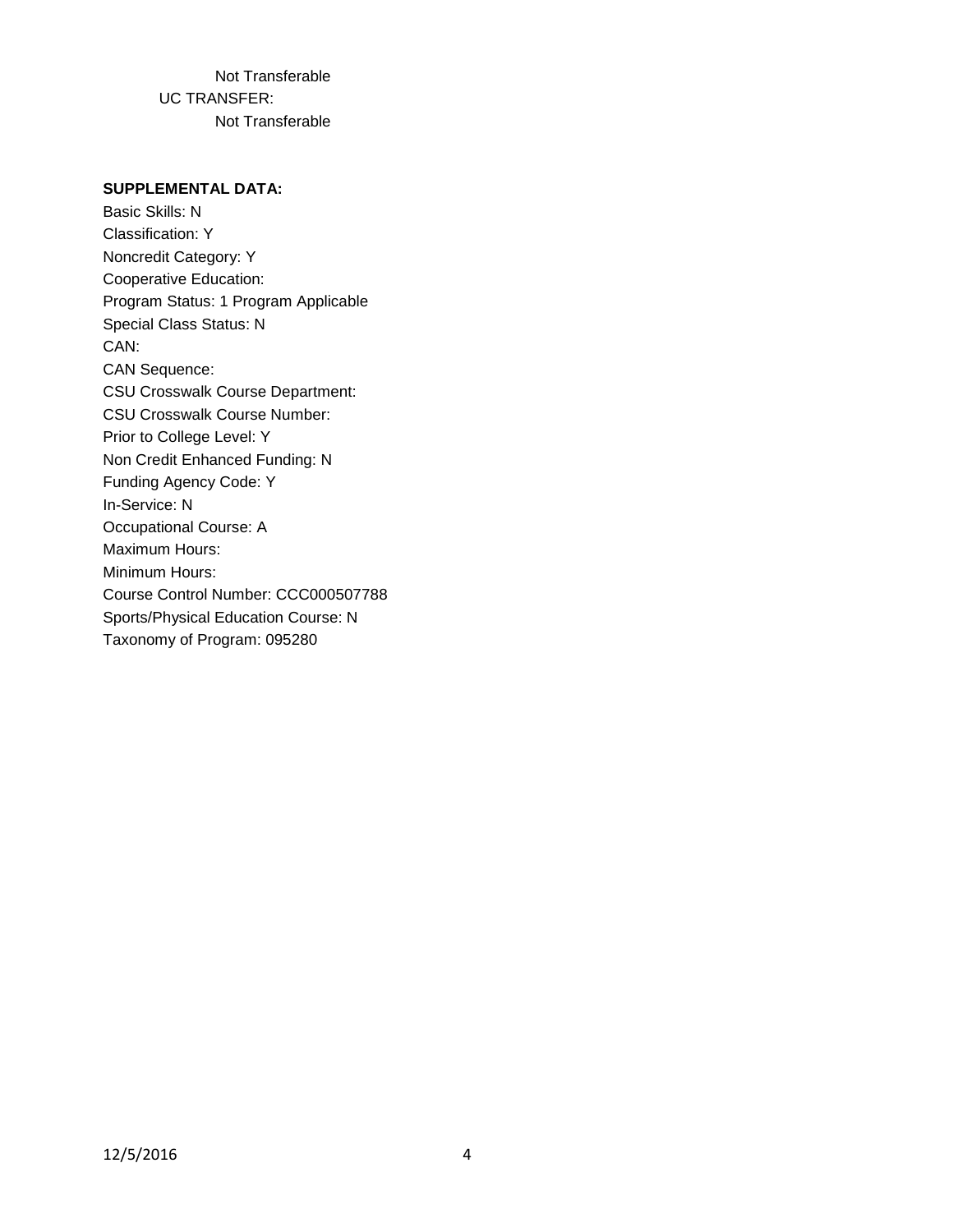Not Transferable

UC TRANSFER:

Not Transferable

**SUPPLEMENTAL DATA:**

Basic Skills: N
Classification: Y
Noncredit Category: Y
Cooperative Education:
Program Status: 1 Program Applicable
Special Class Status: N
CAN:
CAN Sequence:
CSU Crosswalk Course Department:
CSU Crosswalk Course Number:
Prior to College Level: Y
Non Credit Enhanced Funding: N
Funding Agency Code: Y
In-Service: N
Occupational Course: A
Maximum Hours:
Minimum Hours:
Course Control Number: CCC000507788
Sports/Physical Education Course: N
Taxonomy of Program: 095280